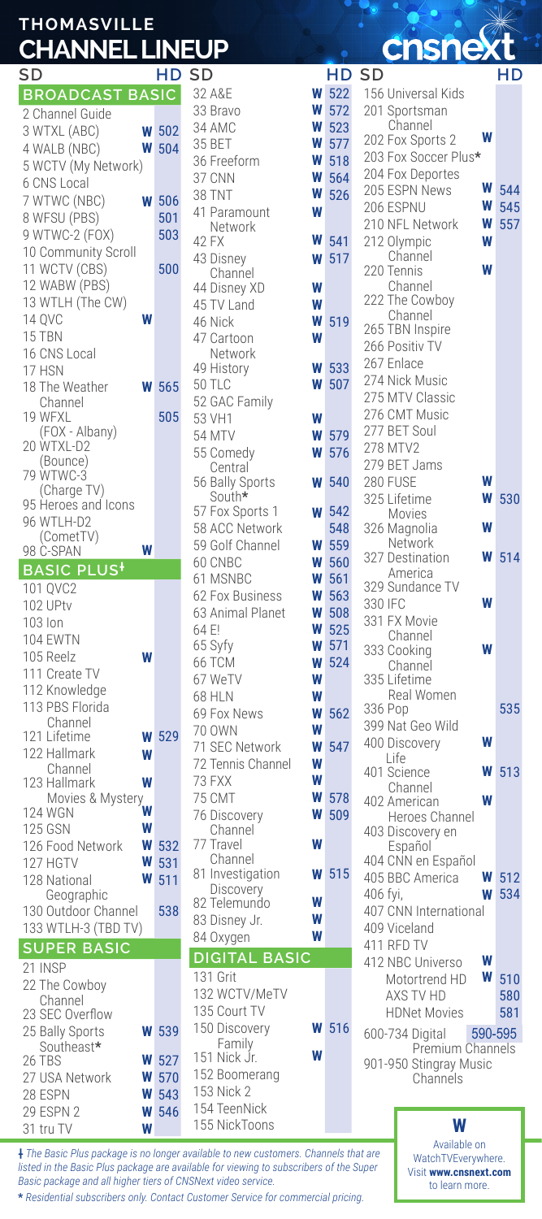# THOMASVILLE CHANNEL LINEUP

cnsnext

## BROADCAST BASIC

| SD | W | HD |
|---|---|---|
| 2 Channel Guide | | |
| 3 WTXL (ABC) | W | 502 |
| 4 WALB (NBC) | W | 504 |
| 5 WCTV (My Network) | | |
| 6 CNS Local | | |
| 7 WTWC (NBC) | W | 506 |
| 8 WFSU (PBS) | | 501 |
| 9 WTWC-2 (FOX) | | 503 |
| 10 Community Scroll | | |
| 11 WCTV (CBS) | | 500 |
| 12 WABW (PBS) | | |
| 13 WTLH (The CW) | | |
| 14 QVC | W | |
| 15 TBN | | |
| 16 CNS Local | | |
| 17 HSN | | |
| 18 The Weather Channel | W | 565 |
| 19 WFXL (FOX - Albany) | | 505 |
| 20 WTXL-D2 (Bounce) | | |
| 79 WTWC-3 (Charge TV) | | |
| 95 Heroes and Icons | | |
| 96 WTLH-D2 (CometTV) | | |
| 98 C-SPAN | W | |

## BASIC PLUS‡

| SD | W | HD |
|---|---|---|
| 101 QVC2 | | |
| 102 UPtv | | |
| 103 Ion | | |
| 104 EWTN | | |
| 105 Reelz | W | |
| 111 Create TV | | |
| 112 Knowledge | | |
| 113 PBS Florida Channel | | |
| 121 Lifetime | W | 529 |
| 122 Hallmark Channel | W | |
| 123 Hallmark Movies & Mystery | W | |
| 124 WGN | W | |
| 125 GSN | W | |
| 126 Food Network | W | 532 |
| 127 HGTV | W | 531 |
| 128 National Geographic | W | 511 |
| 130 Outdoor Channel | | 538 |
| 133 WTLH-3 (TBD TV) | | |

## SUPER BASIC

| SD | W | HD |
|---|---|---|
| 21 INSP | | |
| 22 The Cowboy Channel | | |
| 23 SEC Overflow | | |
| 25 Bally Sports Southeast* | W | 539 |
| 26 TBS | W | 527 |
| 27 USA Network | W | 570 |
| 28 ESPN | W | 543 |
| 29 ESPN 2 | W | 546 |
| 31 tru TV | W | |
| 32 A&E | W | 522 |
| 33 Bravo | W | 572 |
| 34 AMC | W | 523 |
| 35 BET | W | 577 |
| 36 Freeform | W | 518 |
| 37 CNN | W | 564 |
| 38 TNT | W | 526 |
| 41 Paramount Network | W | |
| 42 FX | W | 541 |
| 43 Disney Channel | W | 517 |
| 44 Disney XD | W | |
| 45 TV Land | W | |
| 46 Nick | W | 519 |
| 47 Cartoon Network | W | |
| 49 History | W | 533 |
| 50 TLC | W | 507 |
| 52 GAC Family | | |
| 53 VH1 | W | |
| 54 MTV | W | 579 |
| 55 Comedy Central | W | 576 |
| 56 Bally Sports South* | W | 540 |
| 57 Fox Sports 1 | W | 542 |
| 58 ACC Network | | 548 |
| 59 Golf Channel | W | 559 |
| 60 CNBC | W | 560 |
| 61 MSNBC | W | 561 |
| 62 Fox Business | W | 563 |
| 63 Animal Planet | W | 508 |
| 64 E! | W | 525 |
| 65 Syfy | W | 571 |
| 66 TCM | W | 524 |
| 67 WeTV | W | |
| 68 HLN | W | |
| 69 Fox News | W | 562 |
| 70 OWN | W | |
| 71 SEC Network | W | 547 |
| 72 Tennis Channel | W | |
| 73 FXX | W | |
| 75 CMT | W | 578 |
| 76 Discovery Channel | W | 509 |
| 77 Travel Channel | W | |
| 81 Investigation Discovery | W | 515 |
| 82 Telemundo | W | |
| 83 Disney Jr. | W | |
| 84 Oxygen | W | |

## DIGITAL BASIC

| SD | W | HD |
|---|---|---|
| 131 Grit | | |
| 132 WCTV/MeTV | | |
| 135 Court TV | | |
| 150 Discovery Family | W | 516 |
| 151 Nick Jr. | W | |
| 152 Boomerang | | |
| 153 Nick 2 | | |
| 154 TeenNick | | |
| 155 NickToons | | |
| 156 Universal Kids | | |
| 201 Sportsman Channel | | |
| 202 Fox Sports 2 | W | |
| 203 Fox Soccer Plus* | | |
| 204 Fox Deportes | | |
| 205 ESPN News | W | 544 |
| 206 ESPNU | W | 545 |
| 210 NFL Network | W | 557 |
| 212 Olympic Channel | W | |
| 220 Tennis Channel | W | |
| 222 The Cowboy Channel | | |
| 265 TBN Inspire | | |
| 266 Positiv TV | | |
| 267 Enlace | | |
| 274 Nick Music | | |
| 275 MTV Classic | | |
| 276 CMT Music | | |
| 277 BET Soul | | |
| 278 MTV2 | | |
| 279 BET Jams | | |
| 280 FUSE | W | |
| 325 Lifetime Movies | W | 530 |
| 326 Magnolia Network | W | |
| 327 Destination America | W | 514 |
| 329 Sundance TV | | |
| 330 IFC | W | |
| 331 FX Movie Channel | | |
| 333 Cooking Channel | W | |
| 335 Lifetime Real Women | | |
| 336 Pop | | 535 |
| 399 Nat Geo Wild | | |
| 400 Discovery Life | W | |
| 401 Science Channel | W | 513 |
| 402 American Heroes Channel | W | |
| 403 Discovery en Español | | |
| 404 CNN en Español | | |
| 405 BBC America | W | 512 |
| 406 fyi, | W | 534 |
| 407 CNN International | | |
| 409 Viceland | | |
| 411 RFD TV | | |
| 412 NBC Universo | W | |
| Motortrend HD | W | 510 |
| AXS TV HD | | 580 |
| HDNet Movies | | 581 |
| 600-734 Digital Premium Channels | | 590-595 |
| 901-950 Stingray Music Channels | | |

**W** Available on WatchTVEverywhere. Visit **www.cnsnext.com** to learn more.

‡ *The Basic Plus package is no longer available to new customers. Channels that are listed in the Basic Plus package are available for viewing to subscribers of the Super Basic package and all higher tiers of CNSNext video service.*

* *Residential subscribers only. Contact Customer Service for commercial pricing.*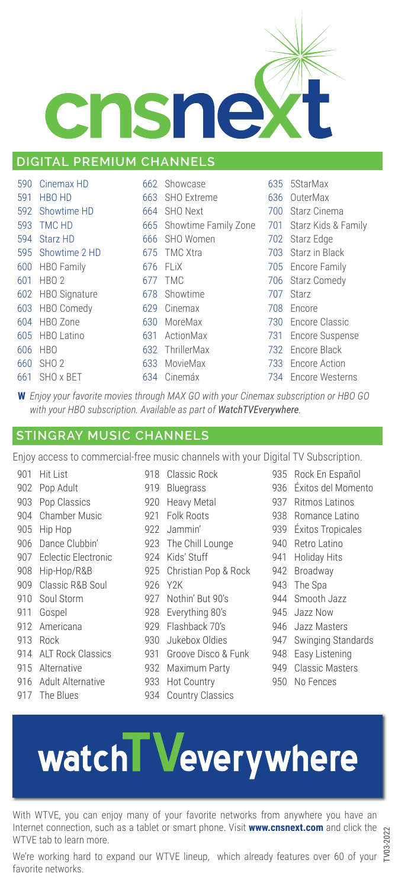# cnsnext

## DIGITAL PREMIUM CHANNELS

- 590 Cinemax HD
- 591 HBO HD
- 592 Showtime HD
- 593 TMC HD
- 594 Starz HD
- 595 Showtime 2 HD
- 600 HBO Family
- 601 HBO 2
- 602 HBO Signature
- 603 HBO Comedy
- 604 HBO Zone
- 605 HBO Latino
- 606 HBO
- 660 SHO 2
- 661 SHO x BET
- 662 Showcase
- 663 SHO Extreme
- 664 SHO Next
- 665 Showtime Family Zone
- 666 SHO Women
- 675 TMC Xtra
- 676 FLiX
- 677 TMC
- 678 Showtime
- 629 Cinemax
- 630 MoreMax
- 631 ActionMax
- 632 ThrillerMax
- 633 MovieMax
- 634 Cinemáx
- 635 5StarMax
- 636 OuterMax
- 700 Starz Cinema
- 701 Starz Kids & Family
- 702 Starz Edge
- 703 Starz in Black
- 705 Encore Family
- 706 Starz Comedy
- 707 Starz
- 708 Encore
- 730 Encore Classic
- 731 Encore Suspense
- 732 Encore Black
- 733 Encore Action
- 734 Encore Westerns

**W** *Enjoy your favorite movies through MAX GO with your Cinemax subscription or HBO GO with your HBO subscription. Available as part of **WatchTVEverywhere**.*

## STINGRAY MUSIC CHANNELS

Enjoy access to commercial-free music channels with your Digital TV Subscription.

- 901 Hit List
- 902 Pop Adult
- 903 Pop Classics
- 904 Chamber Music
- 905 Hip Hop
- 906 Dance Clubbin'
- 907 Eclectic Electronic
- 908 Hip-Hop/R&B
- 909 Classic R&B Soul
- 910 Soul Storm
- 911 Gospel
- 912 Americana
- 913 Rock
- 914 ALT Rock Classics
- 915 Alternative
- 916 Adult Alternative
- 917 The Blues
- 918 Classic Rock
- 919 Bluegrass
- 920 Heavy Metal
- 921 Folk Roots
- 922 Jammin'
- 923 The Chill Lounge
- 924 Kids' Stuff
- 925 Christian Pop & Rock
- 926 Y2K
- 927 Nothin' But 90's
- 928 Everything 80's
- 929 Flashback 70's
- 930 Jukebox Oldies
- 931 Groove Disco & Funk
- 932 Maximum Party
- 933 Hot Country
- 934 Country Classics
- 935 Rock En Español
- 936 Éxitos del Momento
- 937 Ritmos Latinos
- 938 Romance Latino
- 939 Éxitos Tropicales
- 940 Retro Latino
- 941 Holiday Hits
- 942 Broadway
- 943 The Spa
- 944 Smooth Jazz
- 945 Jazz Now
- 946 Jazz Masters
- 947 Swinging Standards
- 948 Easy Listening
- 949 Classic Masters
- 950 No Fences

# watchTVeverywhere

With WTVE, you can enjoy many of your favorite networks from anywhere you have an Internet connection, such as a tablet or smart phone. Visit **www.cnsnext.com** and click the WTVE tab to learn more.

We're working hard to expand our WTVE lineup, which already features over 60 of your favorite networks.

TV03-2022